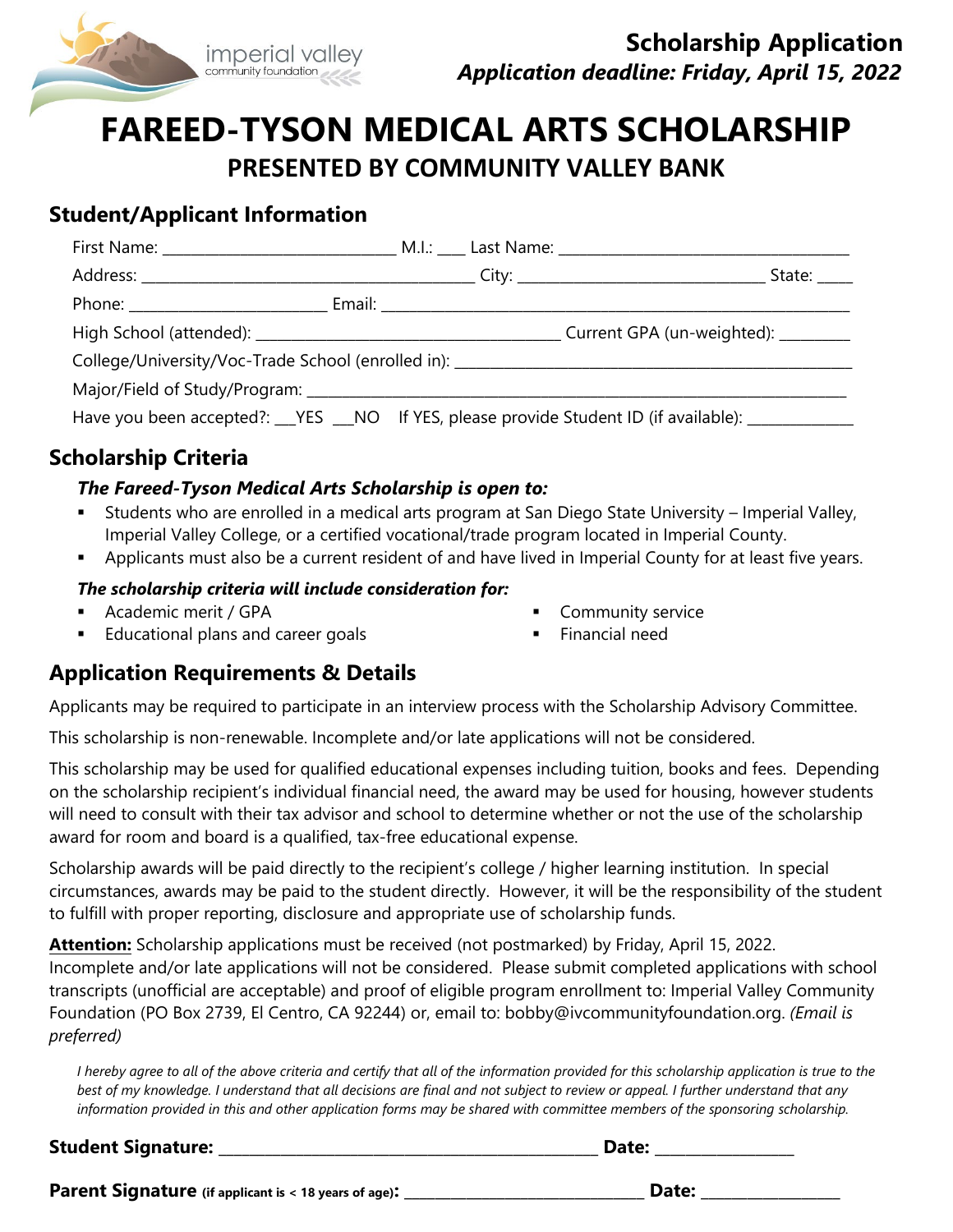imperial valley community foundation

**Scholarship Application**
***Application deadline: Friday, April 15, 2022***

# FAREED-TYSON MEDICAL ARTS SCHOLARSHIP
## PRESENTED BY COMMUNITY VALLEY BANK

### Student/Applicant Information

First Name: ____________________________ M.I.: ____ Last Name: ____________________________________

Address: __________________________________________ City: ______________________________ State: _____

Phone: ________________________ Email: ___________________________________________________________

High School (attended): _____________________________________ Current GPA (un-weighted): _________

College/University/Voc-Trade School (enrolled in): ___________________________________________________

Major/Field of Study/Program: ___________________________________________________________________

Have you been accepted?: ___YES ___NO If YES, please provide Student ID (if available): _____________

### Scholarship Criteria

***The Fareed-Tyson Medical Arts Scholarship is open to:***

- Students who are enrolled in a medical arts program at San Diego State University – Imperial Valley, Imperial Valley College, or a certified vocational/trade program located in Imperial County.
- Applicants must also be a current resident of and have lived in Imperial County for at least five years.

***The scholarship criteria will include consideration for:***

- Academic merit / GPA
- Educational plans and career goals
- Community service
- Financial need

### Application Requirements & Details

Applicants may be required to participate in an interview process with the Scholarship Advisory Committee.

This scholarship is non-renewable. Incomplete and/or late applications will not be considered.

This scholarship may be used for qualified educational expenses including tuition, books and fees. Depending on the scholarship recipient's individual financial need, the award may be used for housing, however students will need to consult with their tax advisor and school to determine whether or not the use of the scholarship award for room and board is a qualified, tax-free educational expense.

Scholarship awards will be paid directly to the recipient's college / higher learning institution. In special circumstances, awards may be paid to the student directly. However, it will be the responsibility of the student to fulfill with proper reporting, disclosure and appropriate use of scholarship funds.

**Attention:** Scholarship applications must be received (not postmarked) by Friday, April 15, 2022. Incomplete and/or late applications will not be considered. Please submit completed applications with school transcripts (unofficial are acceptable) and proof of eligible program enrollment to: Imperial Valley Community Foundation (PO Box 2739, El Centro, CA 92244) or, email to: bobby@ivcommunityfoundation.org. *(Email is preferred)*

*I hereby agree to all of the above criteria and certify that all of the information provided for this scholarship application is true to the best of my knowledge. I understand that all decisions are final and not subject to review or appeal. I further understand that any information provided in this and other application forms may be shared with committee members of the sponsoring scholarship.*

**Student Signature:** ______________________________________________ **Date:** ________________

**Parent Signature** **(if applicant is < 18 years of age):** ______________________________ **Date:** ________________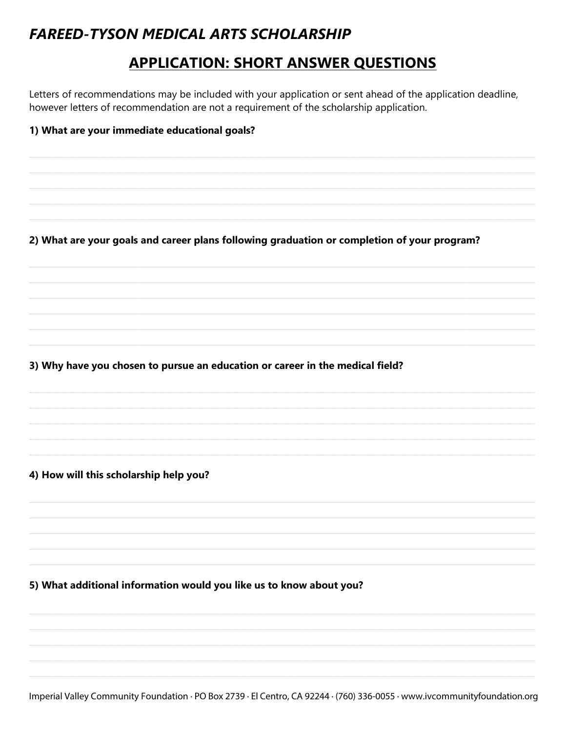# *FAREED-TYSON MEDICAL ARTS SCHOLARSHIP*

## APPLICATION: SHORT ANSWER QUESTIONS

Letters of recommendations may be included with your application or sent ahead of the application deadline, however letters of recommendation are not a requirement of the scholarship application.

**1) What are your immediate educational goals?**

**2) What are your goals and career plans following graduation or completion of your program?**

**3) Why have you chosen to pursue an education or career in the medical field?**

**4) How will this scholarship help you?**

**5) What additional information would you like us to know about you?**

Imperial Valley Community Foundation · PO Box 2739 · El Centro, CA 92244 · (760) 336-0055 · www.ivcommunityfoundation.org